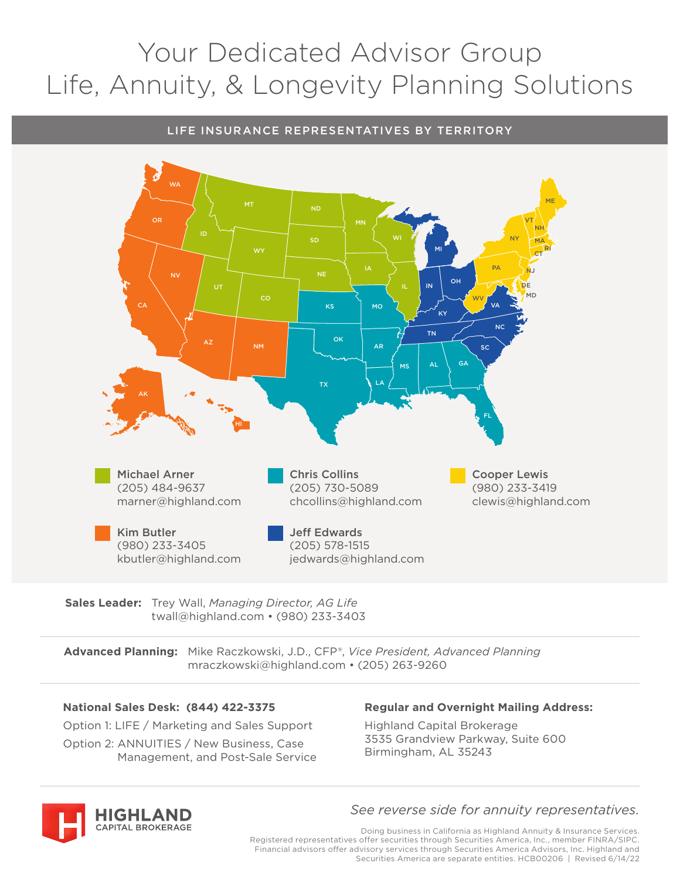# Your Dedicated Advisor Group
# Life, Annuity, & Longevity Planning Solutions

## LIFE INSURANCE REPRESENTATIVES BY TERRITORY

**Michael Arner**
(205) 484-9637
marner@highland.com

**Chris Collins**
(205) 730-5089
chcollins@highland.com

**Cooper Lewis**
(980) 233-3419
clewis@highland.com

**Kim Butler**
(980) 233-3405
kbutler@highland.com

**Jeff Edwards**
(205) 578-1515
jedwards@highland.com

---

**Sales Leader:** Trey Wall, *Managing Director, AG Life*
twall@highland.com • (980) 233-3403

---

**Advanced Planning:** Mike Raczkowski, J.D., CFP®, *Vice President, Advanced Planning*
mraczkowski@highland.com • (205) 263-9260

---

**National Sales Desk: (844) 422-3375**

Option 1: LIFE / Marketing and Sales Support

Option 2: ANNUITIES / New Business, Case Management, and Post-Sale Service

**Regular and Overnight Mailing Address:**

Highland Capital Brokerage
3535 Grandview Parkway, Suite 600
Birmingham, AL 35243

---

HIGHLAND CAPITAL BROKERAGE

*See reverse side for annuity representatives.*

Doing business in California as Highland Annuity & Insurance Services.
Registered representatives offer securities through Securities America, Inc., member FINRA/SIPC.
Financial advisors offer advisory services through Securities America Advisors, Inc. Highland and Securities America are separate entities. HCB00206 | Revised 6/14/22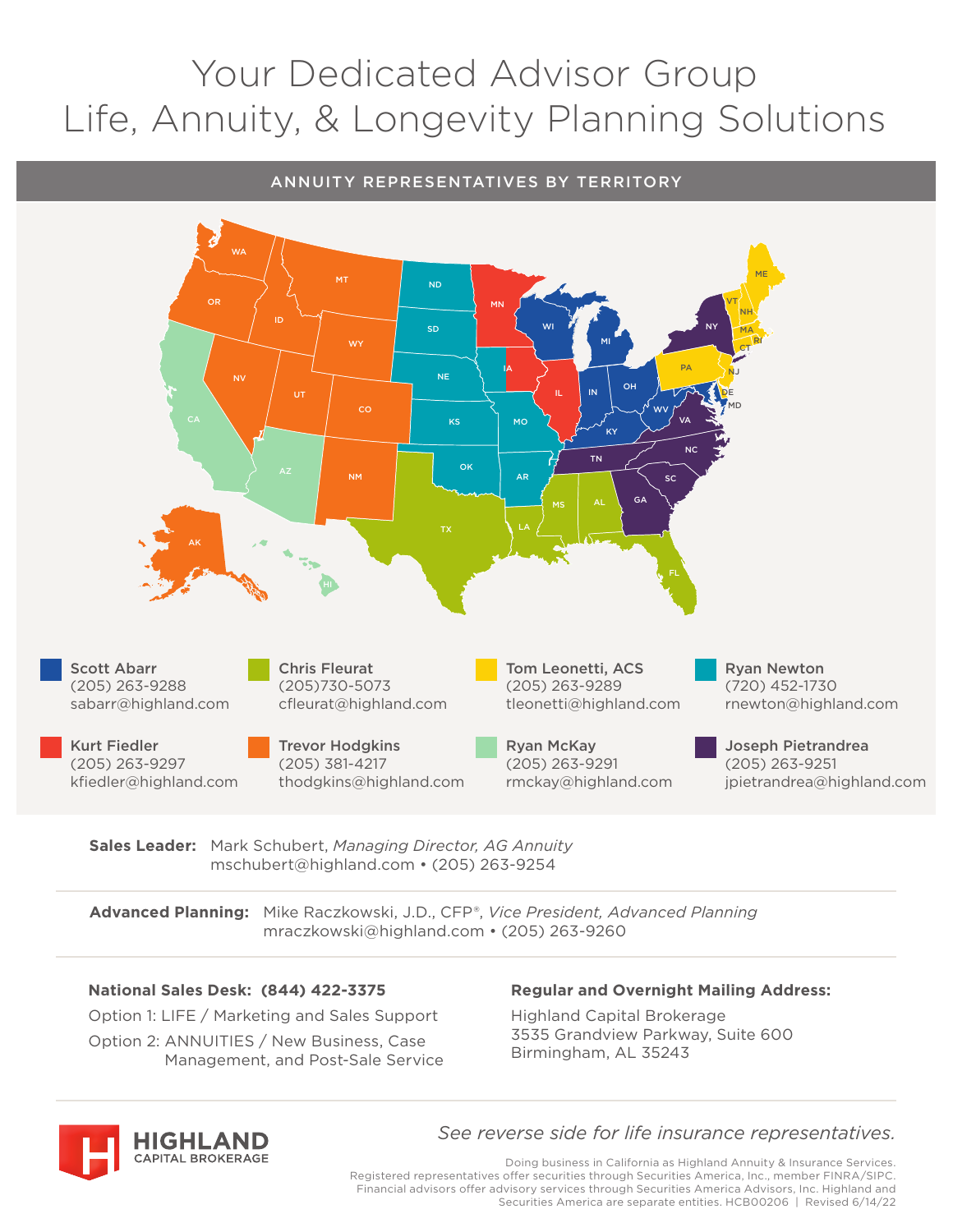# Your Dedicated Advisor Group
# Life, Annuity, & Longevity Planning Solutions

## ANNUITY REPRESENTATIVES BY TERRITORY

WA
OR
CA
NV
ID
MT
WY
UT
CO
AZ
NM
AK
HI
ND
SD
NE
KS
OK
TX
MN
IA
MO
AR
LA
WI
IL
MI
IN
OH
KY
WV
TN
MS
AL
GA
FL
SC
NC
VA
MD
DE
NJ
PA
NY
VT
NH
ME
MA
RI
CT

**Scott Abarr**
(205) 263-9288
sabarr@highland.com

**Chris Fleurat**
(205)730-5073
cfleurat@highland.com

**Tom Leonetti, ACS**
(205) 263-9289
tleonetti@highland.com

**Ryan Newton**
(720) 452-1730
rnewton@highland.com

**Kurt Fiedler**
(205) 263-9297
kfiedler@highland.com

**Trevor Hodgkins**
(205) 381-4217
thodgkins@highland.com

**Ryan McKay**
(205) 263-9291
rmckay@highland.com

**Joseph Pietrandrea**
(205) 263-9251
jpietrandrea@highland.com

**Sales Leader:** Mark Schubert, *Managing Director, AG Annuity*
mschubert@highland.com • (205) 263-9254

**Advanced Planning:** Mike Raczkowski, J.D., CFP®, *Vice President, Advanced Planning*
mraczkowski@highland.com • (205) 263-9260

**National Sales Desk: (844) 422-3375**

Option 1: LIFE / Marketing and Sales Support

Option 2: ANNUITIES / New Business, Case Management, and Post-Sale Service

**Regular and Overnight Mailing Address:**

Highland Capital Brokerage
3535 Grandview Parkway, Suite 600
Birmingham, AL 35243

HIGHLAND
CAPITAL BROKERAGE

*See reverse side for life insurance representatives.*

Doing business in California as Highland Annuity & Insurance Services. Registered representatives offer securities through Securities America, Inc., member FINRA/SIPC. Financial advisors offer advisory services through Securities America Advisors, Inc. Highland and Securities America are separate entities. HCB00206 | Revised 6/14/22